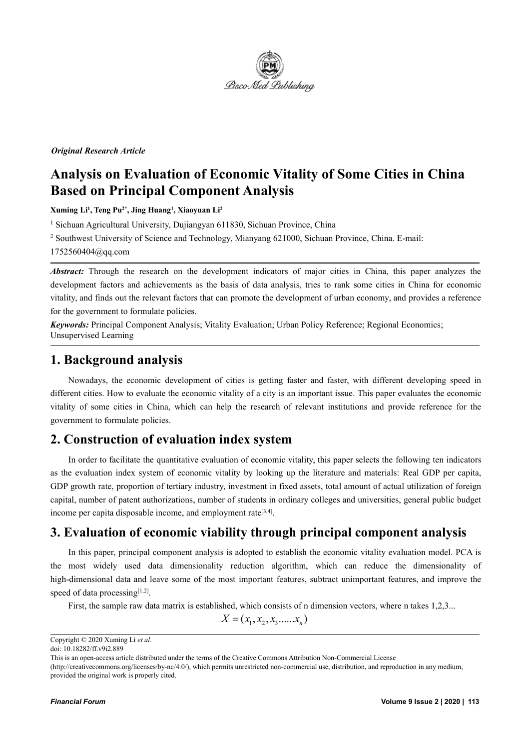*Original Research Article*

# Analysis on Evaluation of Economic Vitality of Some Cities in China Based on Principal Component Analysis

**Xuming Li[1], Teng Pu[2*], Jing Huang[1], Xiaoyuan Li[2]**

[1] Sichuan Agricultural University, Dujiangyan 611830, Sichuan Province, China

[2] Southwest University of Science and Technology, Mianyang 621000, Sichuan Province, China. E-mail: 1752560404@qq.com

***Abstract:*** Through the research on the development indicators of major cities in China, this paper analyzes the development factors and achievements as the basis of data analysis, tries to rank some cities in China for economic vitality, and finds out the relevant factors that can promote the development of urban economy, and provides a reference for the government to formulate policies.

***Keywords:*** Principal Component Analysis; Vitality Evaluation; Urban Policy Reference; Regional Economics; Unsupervised Learning

## 1. Background analysis

Nowadays, the economic development of cities is getting faster and faster, with different developing speed in different cities. How to evaluate the economic vitality of a city is an important issue. This paper evaluates the economic vitality of some cities in China, which can help the research of relevant institutions and provide reference for the government to formulate policies.

## 2. Construction of evaluation index system

In order to facilitate the quantitative evaluation of economic vitality, this paper selects the following ten indicators as the evaluation index system of economic vitality by looking up the literature and materials: Real GDP per capita, GDP growth rate, proportion of tertiary industry, investment in fixed assets, total amount of actual utilization of foreign capital, number of patent authorizations, number of students in ordinary colleges and universities, general public budget income per capita disposable income, and employment rate[3,4].

## 3. Evaluation of economic viability through principal component analysis

In this paper, principal component analysis is adopted to establish the economic vitality evaluation model. PCA is the most widely used data dimensionality reduction algorithm, which can reduce the dimensionality of high-dimensional data and leave some of the most important features, subtract unimportant features, and improve the speed of data processing[1,2].

First, the sample raw data matrix is established, which consists of n dimension vectors, where n takes 1,2,3...

$$X = (x_1, x_2, x_3 ......x_n)$$

Copyright © 2020 Xuming Li *et al*.
doi: 10.18282/ff.v9i2.889
This is an open-access article distributed under the terms of the Creative Commons Attribution Non-Commercial License (http://creativecommons.org/licenses/by-nc/4.0/), which permits unrestricted non-commercial use, distribution, and reproduction in any medium, provided the original work is properly cited.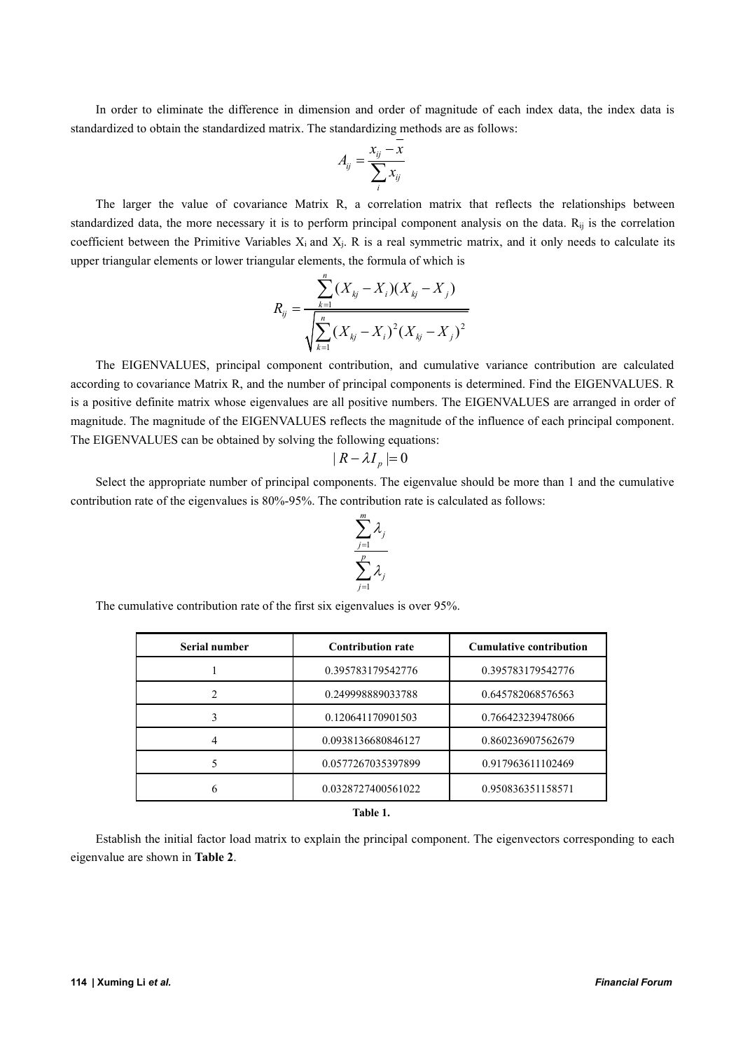In order to eliminate the difference in dimension and order of magnitude of each index data, the index data is standardized to obtain the standardized matrix. The standardizing methods are as follows:

$$A_{ij} = \frac{x_{ij} - \overline{x}}{\sum_{i} x_{ij}}$$

The larger the value of covariance Matrix R, a correlation matrix that reflects the relationships between standardized data, the more necessary it is to perform principal component analysis on the data. $R_{ij}$ is the correlation coefficient between the Primitive Variables $X_i$ and $X_j$. R is a real symmetric matrix, and it only needs to calculate its upper triangular elements or lower triangular elements, the formula of which is

$$R_{ij} = \frac{\sum_{k=1}^{n}(X_{kj} - X_i)(X_{kj} - X_j)}{\sqrt{\sum_{k=1}^{n}(X_{kj} - X_i)^2 (X_{kj} - X_j)^2}}$$

The EIGENVALUES, principal component contribution, and cumulative variance contribution are calculated according to covariance Matrix R, and the number of principal components is determined. Find the EIGENVALUES. R is a positive definite matrix whose eigenvalues are all positive numbers. The EIGENVALUES are arranged in order of magnitude. The magnitude of the EIGENVALUES reflects the magnitude of the influence of each principal component. The EIGENVALUES can be obtained by solving the following equations:

$$|R - \lambda I_p| = 0$$

Select the appropriate number of principal components. The eigenvalue should be more than 1 and the cumulative contribution rate of the eigenvalues is 80%-95%. The contribution rate is calculated as follows:

$$\frac{\sum_{j=1}^{m} \lambda_j}{\sum_{j=1}^{p} \lambda_j}$$

The cumulative contribution rate of the first six eigenvalues is over 95%.

| Serial number | Contribution rate | Cumulative contribution |
| --- | --- | --- |
| 1 | 0.395783179542776 | 0.395783179542776 |
| 2 | 0.249998889033788 | 0.645782068576563 |
| 3 | 0.120641170901503 | 0.766423239478066 |
| 4 | 0.0938136680846127 | 0.860236907562679 |
| 5 | 0.0577267035397899 | 0.917963611102469 |
| 6 | 0.0328727400561022 | 0.950836351158571 |

**Table 1.**

Establish the initial factor load matrix to explain the principal component. The eigenvectors corresponding to each eigenvalue are shown in **Table 2**.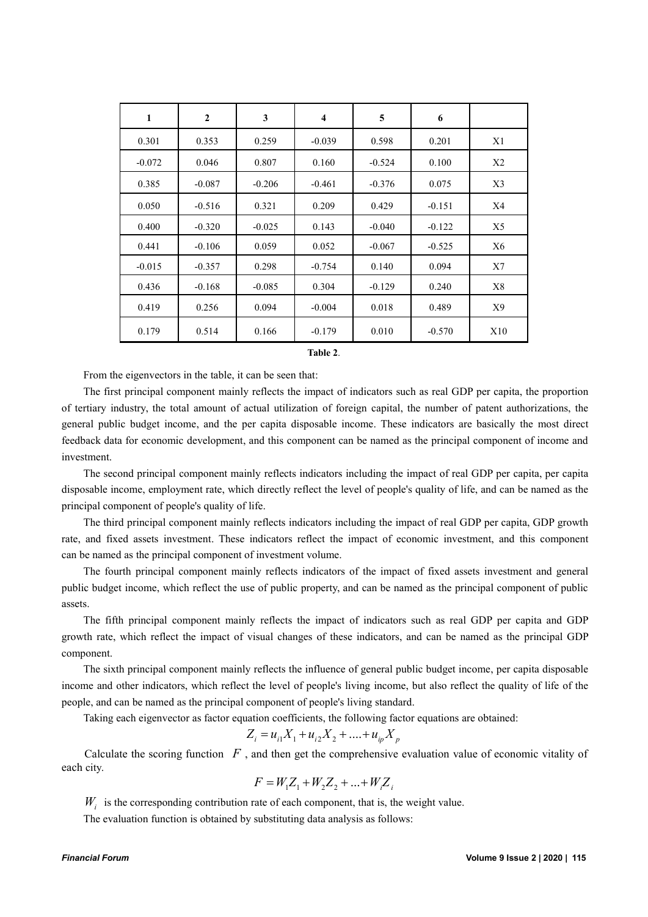| 1 | 2 | 3 | 4 | 5 | 6 | |
|---|---|---|---|---|---|---|
| 0.301 | 0.353 | 0.259 | -0.039 | 0.598 | 0.201 | X1 |
| -0.072 | 0.046 | 0.807 | 0.160 | -0.524 | 0.100 | X2 |
| 0.385 | -0.087 | -0.206 | -0.461 | -0.376 | 0.075 | X3 |
| 0.050 | -0.516 | 0.321 | 0.209 | 0.429 | -0.151 | X4 |
| 0.400 | -0.320 | -0.025 | 0.143 | -0.040 | -0.122 | X5 |
| 0.441 | -0.106 | 0.059 | 0.052 | -0.067 | -0.525 | X6 |
| -0.015 | -0.357 | 0.298 | -0.754 | 0.140 | 0.094 | X7 |
| 0.436 | -0.168 | -0.085 | 0.304 | -0.129 | 0.240 | X8 |
| 0.419 | 0.256 | 0.094 | -0.004 | 0.018 | 0.489 | X9 |
| 0.179 | 0.514 | 0.166 | -0.179 | 0.010 | -0.570 | X10 |

**Table 2**.

From the eigenvectors in the table, it can be seen that:

The first principal component mainly reflects the impact of indicators such as real GDP per capita, the proportion of tertiary industry, the total amount of actual utilization of foreign capital, the number of patent authorizations, the general public budget income, and the per capita disposable income. These indicators are basically the most direct feedback data for economic development, and this component can be named as the principal component of income and investment.

The second principal component mainly reflects indicators including the impact of real GDP per capita, per capita disposable income, employment rate, which directly reflect the level of people's quality of life, and can be named as the principal component of people's quality of life.

The third principal component mainly reflects indicators including the impact of real GDP per capita, GDP growth rate, and fixed assets investment. These indicators reflect the impact of economic investment, and this component can be named as the principal component of investment volume.

The fourth principal component mainly reflects indicators of the impact of fixed assets investment and general public budget income, which reflect the use of public property, and can be named as the principal component of public assets.

The fifth principal component mainly reflects the impact of indicators such as real GDP per capita and GDP growth rate, which reflect the impact of visual changes of these indicators, and can be named as the principal GDP component.

The sixth principal component mainly reflects the influence of general public budget income, per capita disposable income and other indicators, which reflect the level of people's living income, but also reflect the quality of life of the people, and can be named as the principal component of people's living standard.

Taking each eigenvector as factor equation coefficients, the following factor equations are obtained:

$$Z_i = u_{i1}X_1 + u_{i2}X_2 + .... + u_{ip}X_p$$

Calculate the scoring function $F$, and then get the comprehensive evaluation value of economic vitality of each city.

$$F = W_1Z_1 + W_2Z_2 + ... + W_iZ_i$$

$W_i$ is the corresponding contribution rate of each component, that is, the weight value.

The evaluation function is obtained by substituting data analysis as follows: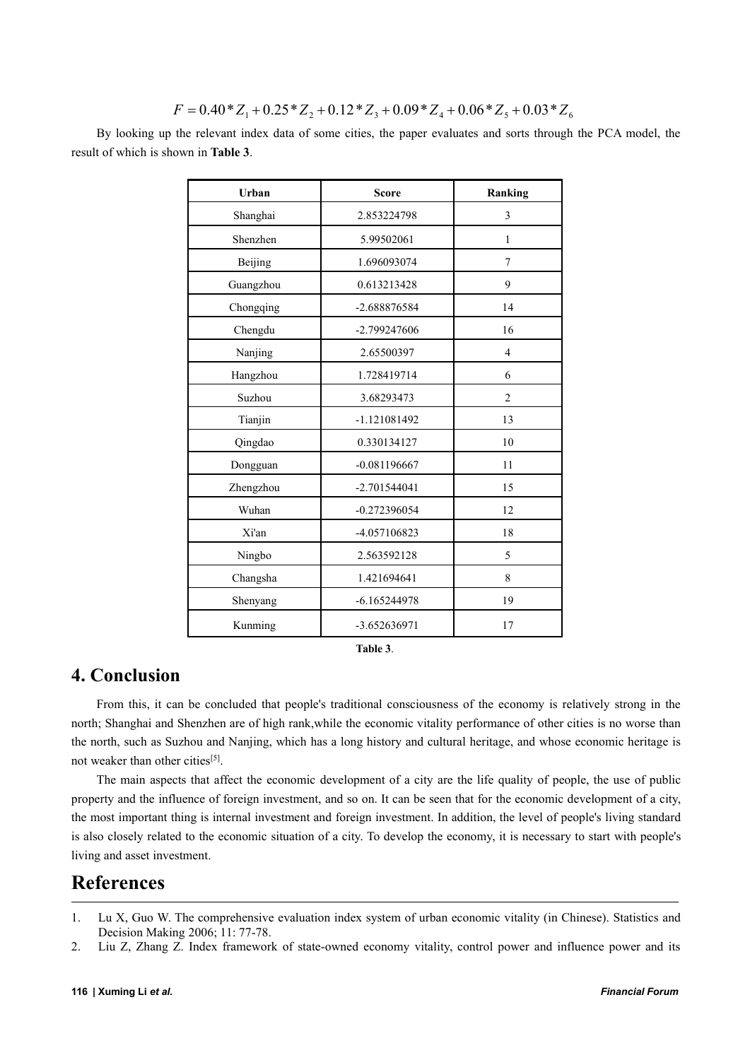$$F = 0.40 * Z_1 + 0.25 * Z_2 + 0.12 * Z_3 + 0.09 * Z_4 + 0.06 * Z_5 + 0.03 * Z_6$$

By looking up the relevant index data of some cities, the paper evaluates and sorts through the PCA model, the result of which is shown in **Table 3**.

| Urban | Score | Ranking |
|---|---|---|
| Shanghai | 2.853224798 | 3 |
| Shenzhen | 5.99502061 | 1 |
| Beijing | 1.696093074 | 7 |
| Guangzhou | 0.613213428 | 9 |
| Chongqing | -2.688876584 | 14 |
| Chengdu | -2.799247606 | 16 |
| Nanjing | 2.65500397 | 4 |
| Hangzhou | 1.728419714 | 6 |
| Suzhou | 3.68293473 | 2 |
| Tianjin | -1.121081492 | 13 |
| Qingdao | 0.330134127 | 10 |
| Dongguan | -0.081196667 | 11 |
| Zhengzhou | -2.701544041 | 15 |
| Wuhan | -0.272396054 | 12 |
| Xi'an | -4.057106823 | 18 |
| Ningbo | 2.563592128 | 5 |
| Changsha | 1.421694641 | 8 |
| Shenyang | -6.165244978 | 19 |
| Kunming | -3.652636971 | 17 |

**Table 3**.

## 4. Conclusion

From this, it can be concluded that people's traditional consciousness of the economy is relatively strong in the north; Shanghai and Shenzhen are of high rank,while the economic vitality performance of other cities is no worse than the north, such as Suzhou and Nanjing, which has a long history and cultural heritage, and whose economic heritage is not weaker than other cities[5].

The main aspects that affect the economic development of a city are the life quality of people, the use of public property and the influence of foreign investment, and so on. It can be seen that for the economic development of a city, the most important thing is internal investment and foreign investment. In addition, the level of people's living standard is also closely related to the economic situation of a city. To develop the economy, it is necessary to start with people's living and asset investment.

# References

1. Lu X, Guo W. The comprehensive evaluation index system of urban economic vitality (in Chinese). Statistics and Decision Making 2006; 11: 77-78.
2. Liu Z, Zhang Z. Index framework of state-owned economy vitality, control power and influence power and its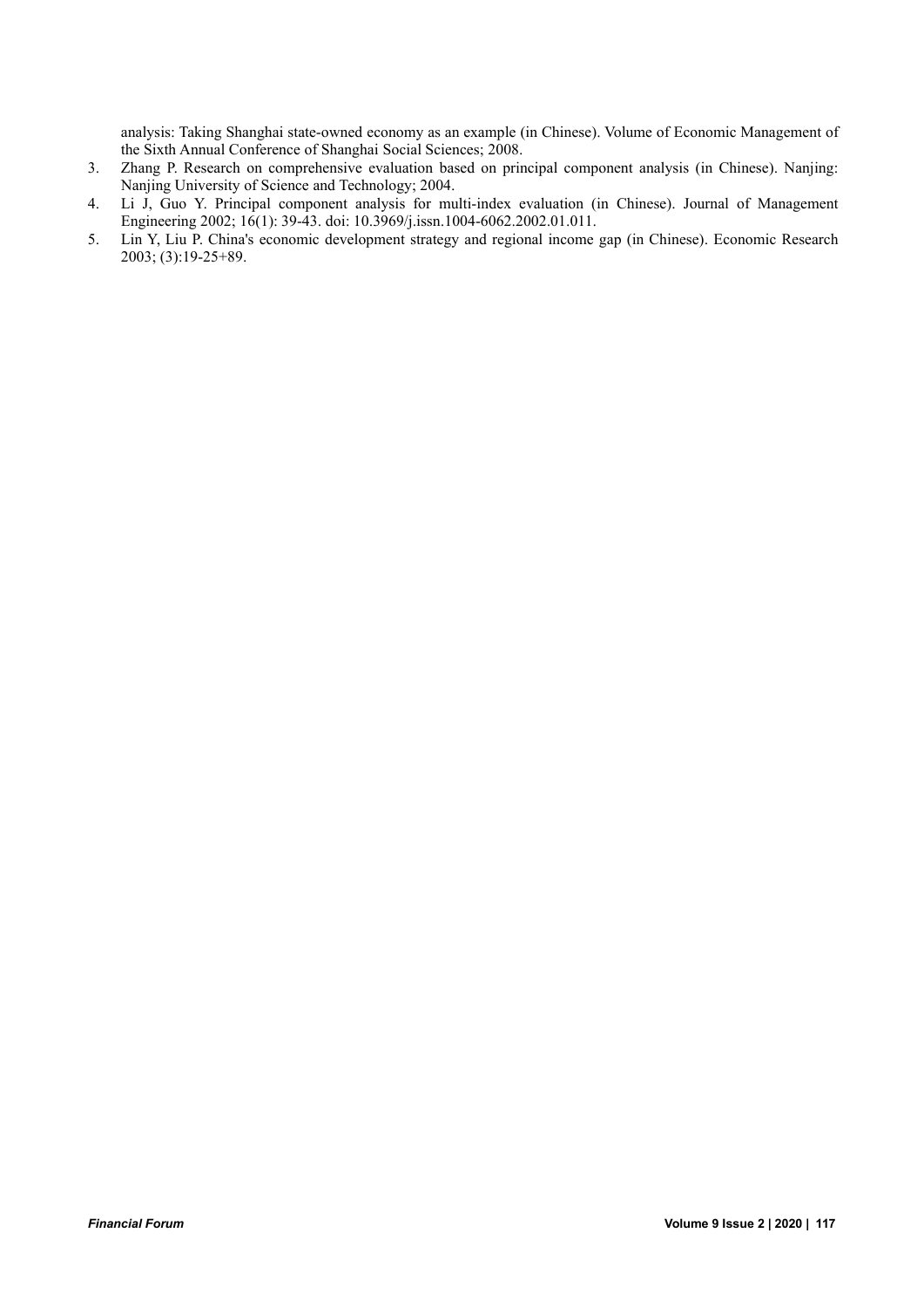analysis: Taking Shanghai state-owned economy as an example (in Chinese). Volume of Economic Management of the Sixth Annual Conference of Shanghai Social Sciences; 2008.

3. Zhang P. Research on comprehensive evaluation based on principal component analysis (in Chinese). Nanjing: Nanjing University of Science and Technology; 2004.
4. Li J, Guo Y. Principal component analysis for multi-index evaluation (in Chinese). Journal of Management Engineering 2002; 16(1): 39-43. doi: 10.3969/j.issn.1004-6062.2002.01.011.
5. Lin Y, Liu P. China's economic development strategy and regional income gap (in Chinese). Economic Research 2003; (3):19-25+89.